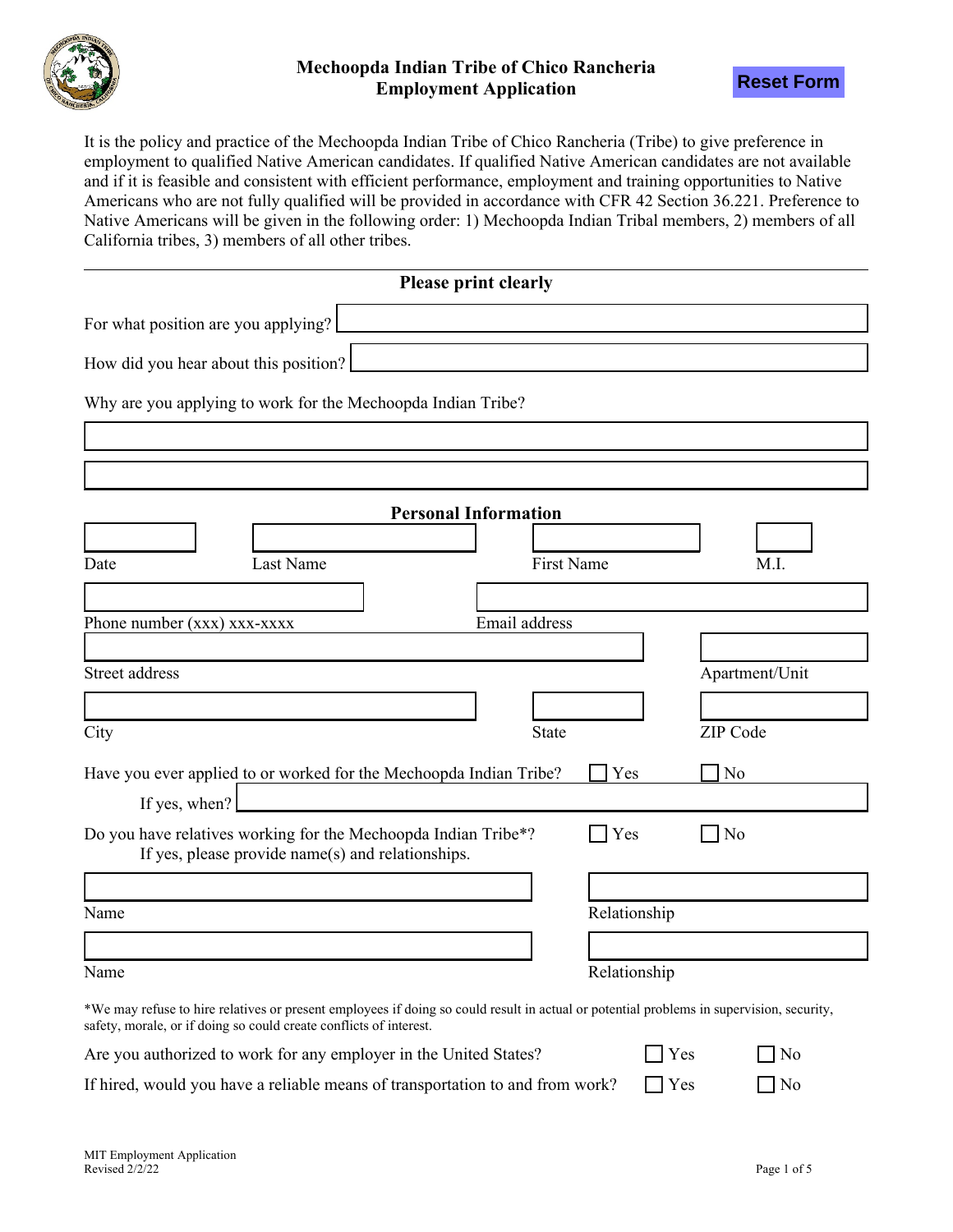# Mechoopda Indian Tribe of Chico Rancheria
## Employment Application

Reset Form

It is the policy and practice of the Mechoopda Indian Tribe of Chico Rancheria (Tribe) to give preference in employment to qualified Native American candidates. If qualified Native American candidates are not available and if it is feasible and consistent with efficient performance, employment and training opportunities to Native Americans who are not fully qualified will be provided in accordance with CFR 42 Section 36.221. Preference to Native Americans will be given in the following order: 1) Mechoopda Indian Tribal members, 2) members of all California tribes, 3) members of all other tribes.

---

**Please print clearly**

For what position are you applying? ______________________

How did you hear about this position? ______________________

Why are you applying to work for the Mechoopda Indian Tribe?

______________________

______________________

**Personal Information**

Date ________ Last Name ________ First Name ________ M.I. ________

Phone number (xxx) xxx-xxxx ________ Email address ________

Street address ________ Apartment/Unit ________

City ________ State ________ ZIP Code ________

Have you ever applied to or worked for the Mechoopda Indian Tribe? ☐ Yes ☐ No

If yes, when? ______________________

Do you have relatives working for the Mechoopda Indian Tribe*? ☐ Yes ☐ No
If yes, please provide name(s) and relationships.

Name ________ Relationship ________

Name ________ Relationship ________

*We may refuse to hire relatives or present employees if doing so could result in actual or potential problems in supervision, security, safety, morale, or if doing so could create conflicts of interest.

Are you authorized to work for any employer in the United States? ☐ Yes ☐ No

If hired, would you have a reliable means of transportation to and from work? ☐ Yes ☐ No

MIT Employment Application
Revised 2/2/22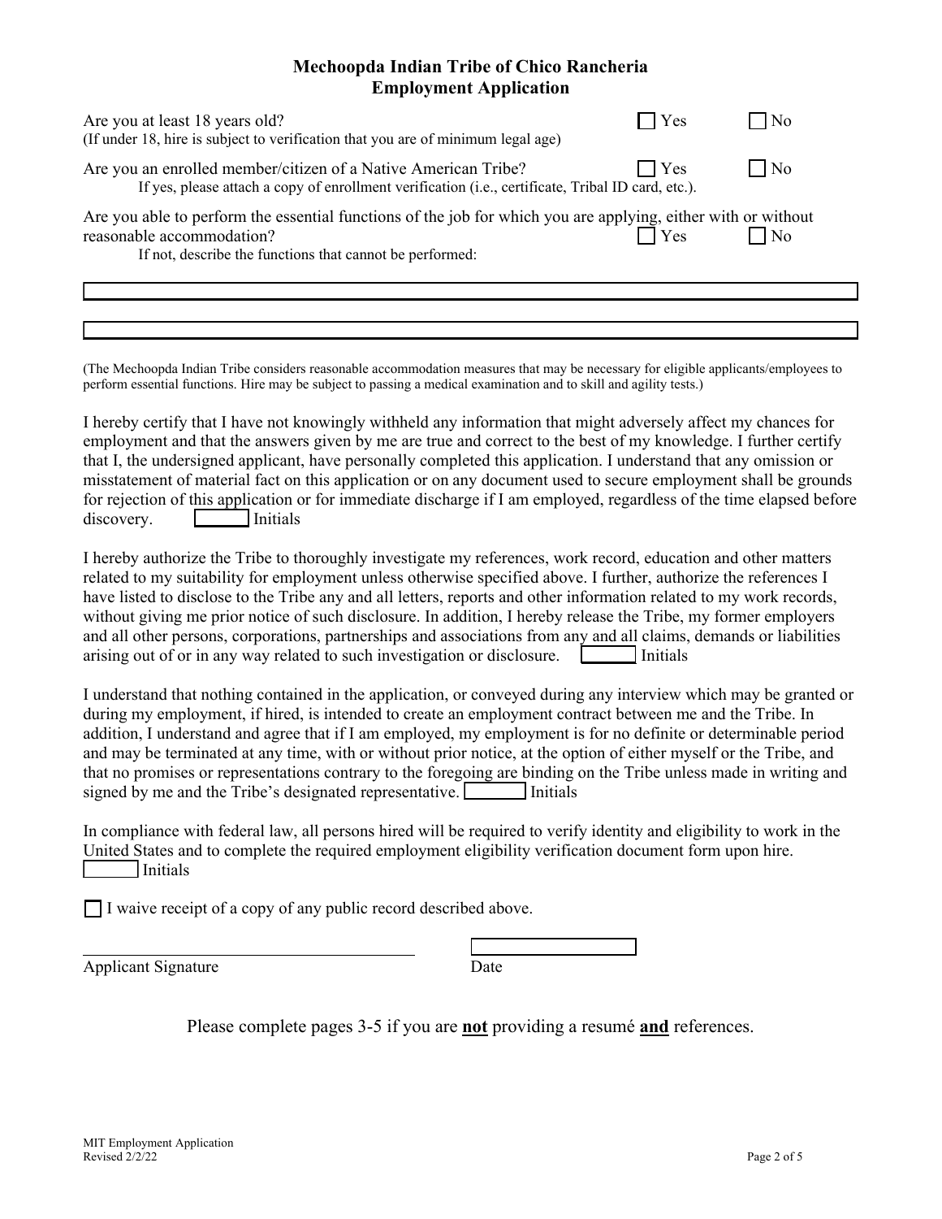# Mechoopda Indian Tribe of Chico Rancheria
## Employment Application

Are you at least 18 years old? ☐ Yes ☐ No
(If under 18, hire is subject to verification that you are of minimum legal age)

Are you an enrolled member/citizen of a Native American Tribe? ☐ Yes ☐ No
If yes, please attach a copy of enrollment verification (i.e., certificate, Tribal ID card, etc.).

Are you able to perform the essential functions of the job for which you are applying, either with or without reasonable accommodation? ☐ Yes ☐ No
If not, describe the functions that cannot be performed:

_______________________________________________

_______________________________________________

(The Mechoopda Indian Tribe considers reasonable accommodation measures that may be necessary for eligible applicants/employees to perform essential functions. Hire may be subject to passing a medical examination and to skill and agility tests.)

I hereby certify that I have not knowingly withheld any information that might adversely affect my chances for employment and that the answers given by me are true and correct to the best of my knowledge. I further certify that I, the undersigned applicant, have personally completed this application. I understand that any omission or misstatement of material fact on this application or on any document used to secure employment shall be grounds for rejection of this application or for immediate discharge if I am employed, regardless of the time elapsed before discovery. ______ Initials

I hereby authorize the Tribe to thoroughly investigate my references, work record, education and other matters related to my suitability for employment unless otherwise specified above. I further, authorize the references I have listed to disclose to the Tribe any and all letters, reports and other information related to my work records, without giving me prior notice of such disclosure. In addition, I hereby release the Tribe, my former employers and all other persons, corporations, partnerships and associations from any and all claims, demands or liabilities arising out of or in any way related to such investigation or disclosure. ______ Initials

I understand that nothing contained in the application, or conveyed during any interview which may be granted or during my employment, if hired, is intended to create an employment contract between me and the Tribe. In addition, I understand and agree that if I am employed, my employment is for no definite or determinable period and may be terminated at any time, with or without prior notice, at the option of either myself or the Tribe, and that no promises or representations contrary to the foregoing are binding on the Tribe unless made in writing and signed by me and the Tribe's designated representative. ______ Initials

In compliance with federal law, all persons hired will be required to verify identity and eligibility to work in the United States and to complete the required employment eligibility verification document form upon hire.
______ Initials

☐ I waive receipt of a copy of any public record described above.

_______________________________ ____________________
Applicant Signature Date

Please complete pages 3-5 if you are **not** providing a resumé **and** references.

MIT Employment Application
Revised 2/2/22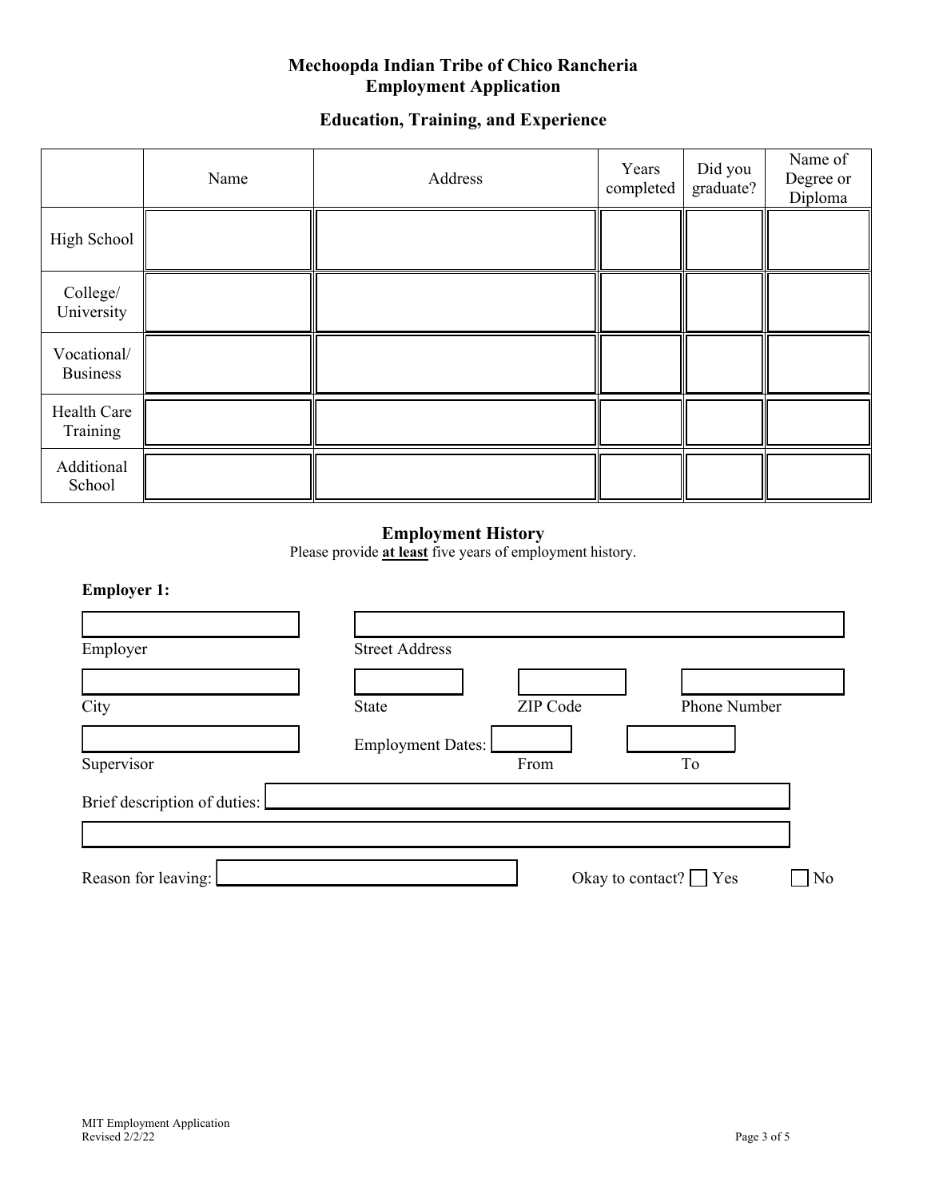# Mechoopda Indian Tribe of Chico Rancheria
# Employment Application

## Education, Training, and Experience

| | Name | Address | Years completed | Did you graduate? | Name of Degree or Diploma |
|---|---|---|---|---|---|
| High School | | | | | |
| College/ University | | | | | |
| Vocational/ Business | | | | | |
| Health Care Training | | | | | |
| Additional School | | | | | |

## Employment History

Please provide **at least** five years of employment history.

**Employer 1:**

Employer ______________________ Street Address ______________________

City ______________________ State ____________ ZIP Code ____________ Phone Number ____________

Supervisor ______________________ Employment Dates: From ____________ To ____________

Brief description of duties: ______________________

______________________

Reason for leaving: ______________________ Okay to contact? ☐ Yes ☐ No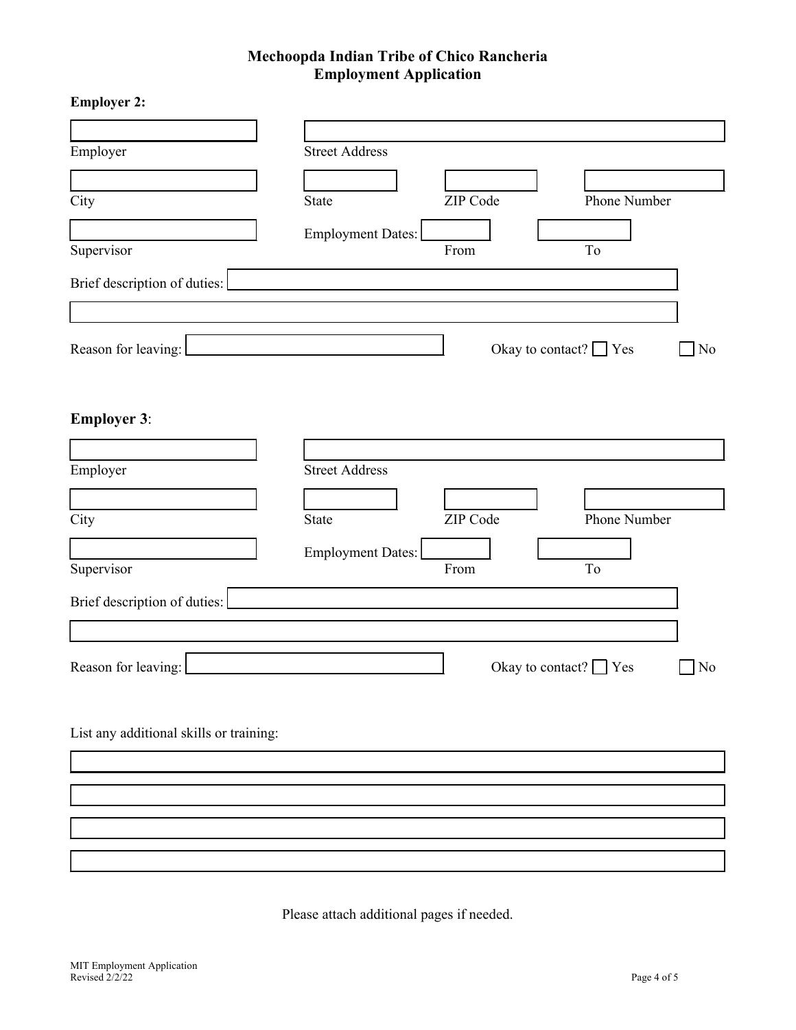# Mechoopda Indian Tribe of Chico Rancheria
## Employment Application

**Employer 2:**

| | |
|---|---|
| Employer | Street Address |

| | | | |
|---|---|---|---|
| City | State | ZIP Code | Phone Number |

| | | | |
|---|---|---|---|
| Supervisor | Employment Dates: | From | To |

Brief description of duties:

Reason for leaving: Okay to contact? ☐ Yes ☐ No

**Employer 3**:

| | |
|---|---|
| Employer | Street Address |

| | | | |
|---|---|---|---|
| City | State | ZIP Code | Phone Number |

| | | | |
|---|---|---|---|
| Supervisor | Employment Dates: | From | To |

Brief description of duties:

Reason for leaving: Okay to contact? ☐ Yes ☐ No

List any additional skills or training:

Please attach additional pages if needed.

MIT Employment Application
Revised 2/2/22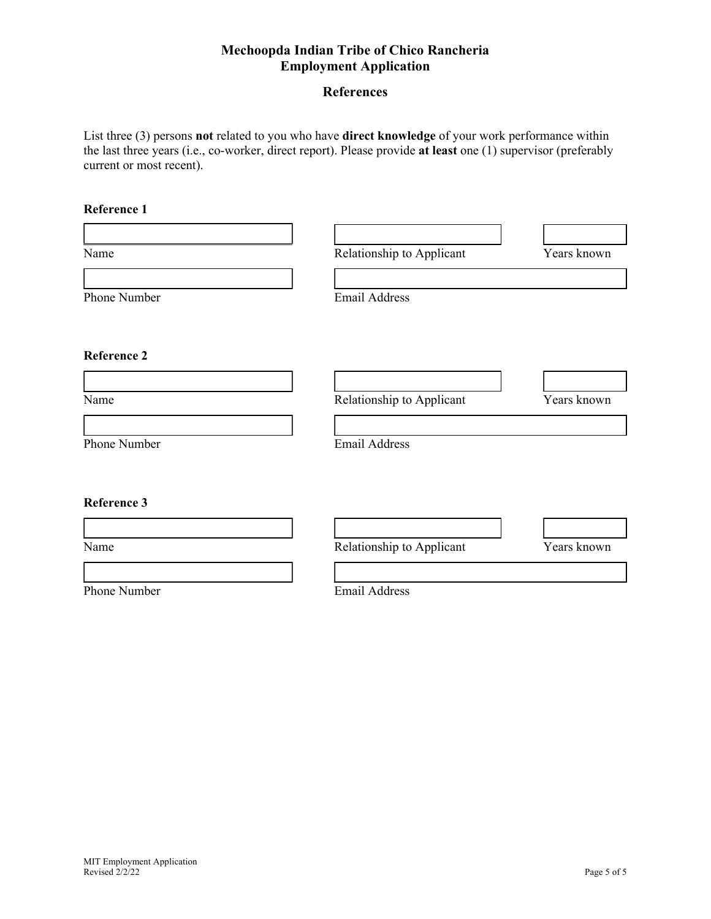# Mechoopda Indian Tribe of Chico Rancheria
# Employment Application

## References

List three (3) persons **not** related to you who have **direct knowledge** of your work performance within the last three years (i.e., co-worker, direct report). Please provide **at least** one (1) supervisor (preferably current or most recent).

**Reference 1**

Name

Relationship to Applicant

Years known

Phone Number

Email Address

**Reference 2**

Name

Relationship to Applicant

Years known

Phone Number

Email Address

**Reference 3**

Name

Relationship to Applicant

Years known

Phone Number

Email Address

MIT Employment Application
Revised 2/2/22